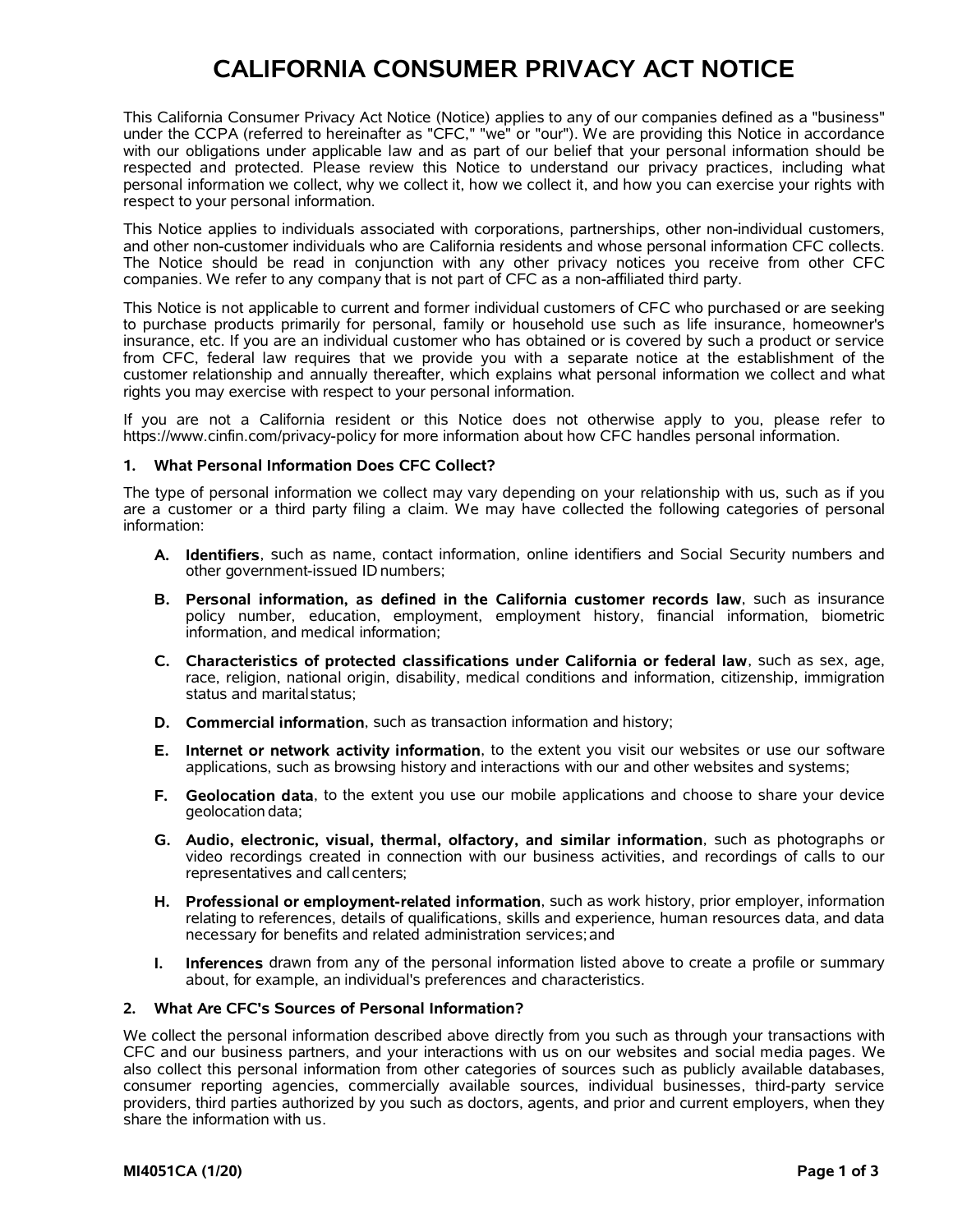# CALIFORNIA CONSUMER PRIVACY ACT NOTICE

This California Consumer Privacy Act Notice (Notice) applies to any of our companies defined as a "business" under the CCPA (referred to hereinafter as "CFC," "we" or "our"). We are providing this Notice in accordance with our obligations under applicable law and as part of our belief that your personal information should be respected and protected. Please review this Notice to understand our privacy practices, including what personal information we collect, why we collect it, how we collect it, and how you can exercise your rights with respect to your personal information.

This Notice applies to individuals associated with corporations, partnerships, other non-individual customers, and other non-customer individuals who are California residents and whose personal information CFC collects. The Notice should be read in conjunction with any other privacy notices you receive from other CFC companies. We refer to any company that is not part of CFC as a non-affiliated third party.

This Notice is not applicable to current and former individual customers of CFC who purchased or are seeking to purchase products primarily for personal, family or household use such as life insurance, homeowner's insurance, etc. If you are an individual customer who has obtained or is covered by such a product or service from CFC, federal law requires that we provide you with a separate notice at the establishment of the customer relationship and annually thereafter, which explains what personal information we collect and what rights you may exercise with respect to your personal information.

If you are not a California resident or this Notice does not otherwise apply to you, please refer to https://www.cinfin.com/privacy-policy for more information about how CFC handles personal information.

### 1. What Personal Information Does CFC Collect?

The type of personal information we collect may vary depending on your relationship with us, such as if you are a customer or a third party filing a claim. We may have collected the following categories of personal information:

- **A. Identifiers**, such as name, contact information, online identifiers and Social Security numbers and other government-issued ID numbers;
- **B. Personal information, as defined in the California customer records law**, such as insurance policy number, education, employment, employment history, financial information, biometric information, and medical information;
- **C. Characteristics of protected classifications under California or federal law**, such as sex, age, race, religion, national origin, disability, medical conditions and information, citizenship, immigration status and marital status;
- **D. Commercial information**, such as transaction information and history;
- **E. Internet or network activity information**, to the extent you visit our websites or use our software applications, such as browsing history and interactions with our and other websites and systems;
- **F. Geolocation data**, to the extent you use our mobile applications and choose to share your device geolocation data;
- **G. Audio, electronic, visual, thermal, olfactory, and similar information**, such as photographs or video recordings created in connection with our business activities, and recordings of calls to our representatives and call centers;
- **H. Professional or employment-related information**, such as work history, prior employer, information relating to references, details of qualifications, skills and experience, human resources data, and data necessary for benefits and related administration services; and
- **I. Inferences** drawn from any of the personal information listed above to create a profile or summary about, for example, an individual's preferences and characteristics.

### 2. What Are CFC's Sources of Personal Information?

We collect the personal information described above directly from you such as through your transactions with CFC and our business partners, and your interactions with us on our websites and social media pages. We also collect this personal information from other categories of sources such as publicly available databases, consumer reporting agencies, commercially available sources, individual businesses, third-party service providers, third parties authorized by you such as doctors, agents, and prior and current employers, when they share the information with us.

MI4051CA (1/20)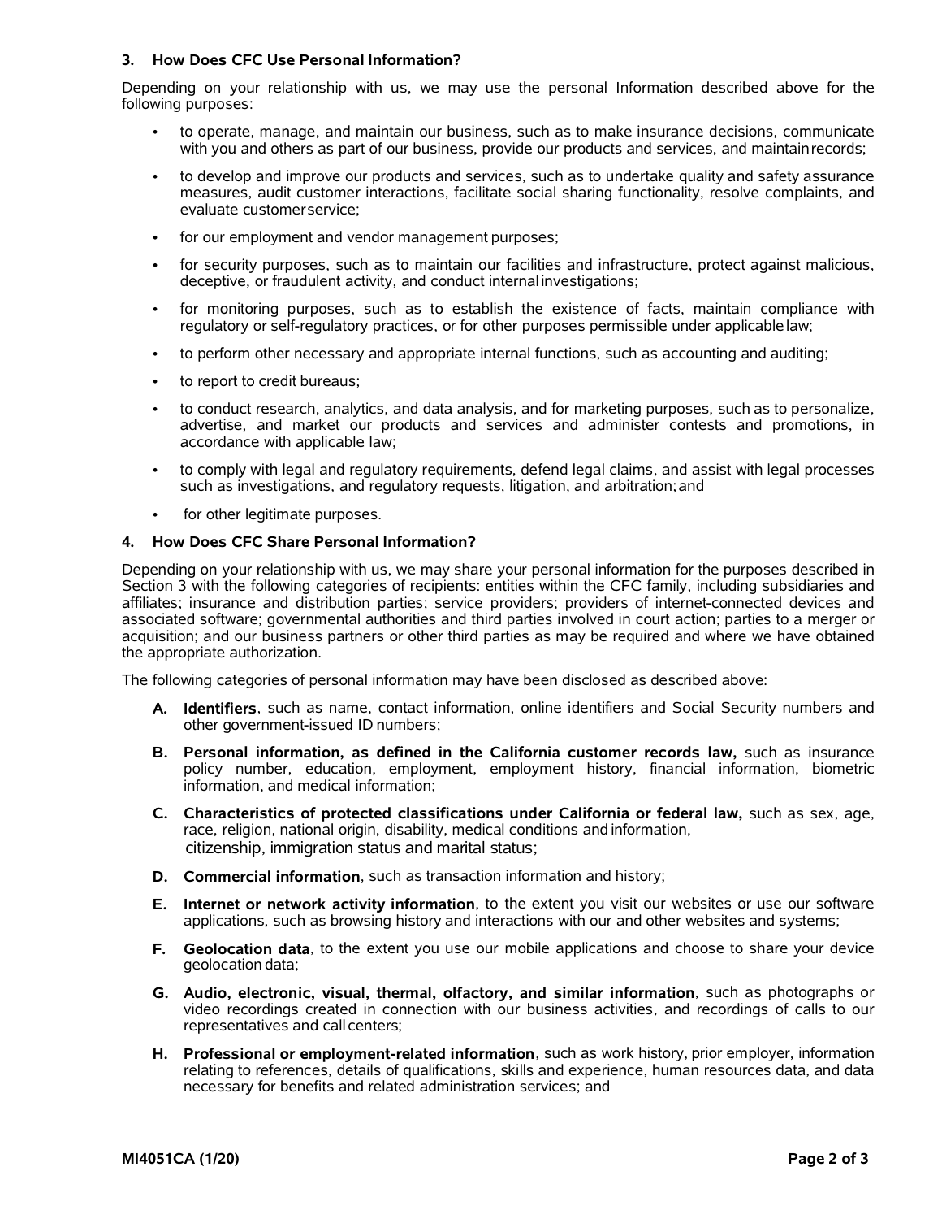### 3. How Does CFC Use Personal Information?

Depending on your relationship with us, we may use the personal Information described above for the following purposes:

- to operate, manage, and maintain our business, such as to make insurance decisions, communicate with you and others as part of our business, provide our products and services, and maintain records;
- to develop and improve our products and services, such as to undertake quality and safety assurance measures, audit customer interactions, facilitate social sharing functionality, resolve complaints, and evaluate customer service;
- for our employment and vendor management purposes;
- for security purposes, such as to maintain our facilities and infrastructure, protect against malicious, deceptive, or fraudulent activity, and conduct internal investigations;
- for monitoring purposes, such as to establish the existence of facts, maintain compliance with regulatory or self-regulatory practices, or for other purposes permissible under applicable law;
- to perform other necessary and appropriate internal functions, such as accounting and auditing;
- to report to credit bureaus;
- to conduct research, analytics, and data analysis, and for marketing purposes, such as to personalize, advertise, and market our products and services and administer contests and promotions, in accordance with applicable law;
- to comply with legal and regulatory requirements, defend legal claims, and assist with legal processes such as investigations, and regulatory requests, litigation, and arbitration; and
- for other legitimate purposes.

### 4. How Does CFC Share Personal Information?

Depending on your relationship with us, we may share your personal information for the purposes described in Section 3 with the following categories of recipients: entities within the CFC family, including subsidiaries and affiliates; insurance and distribution parties; service providers; providers of internet-connected devices and associated software; governmental authorities and third parties involved in court action; parties to a merger or acquisition; and our business partners or other third parties as may be required and where we have obtained the appropriate authorization.

The following categories of personal information may have been disclosed as described above:

A. **Identifiers**, such as name, contact information, online identifiers and Social Security numbers and other government-issued ID numbers;

B. **Personal information, as defined in the California customer records law,** such as insurance policy number, education, employment, employment history, financial information, biometric information, and medical information;

C. **Characteristics of protected classifications under California or federal law,** such as sex, age, race, religion, national origin, disability, medical conditions and information, citizenship, immigration status and marital status;

D. **Commercial information**, such as transaction information and history;

E. **Internet or network activity information**, to the extent you visit our websites or use our software applications, such as browsing history and interactions with our and other websites and systems;

F. **Geolocation data**, to the extent you use our mobile applications and choose to share your device geolocation data;

G. **Audio, electronic, visual, thermal, olfactory, and similar information**, such as photographs or video recordings created in connection with our business activities, and recordings of calls to our representatives and call centers;

H. **Professional or employment-related information**, such as work history, prior employer, information relating to references, details of qualifications, skills and experience, human resources data, and data necessary for benefits and related administration services; and

MI4051CA (1/20)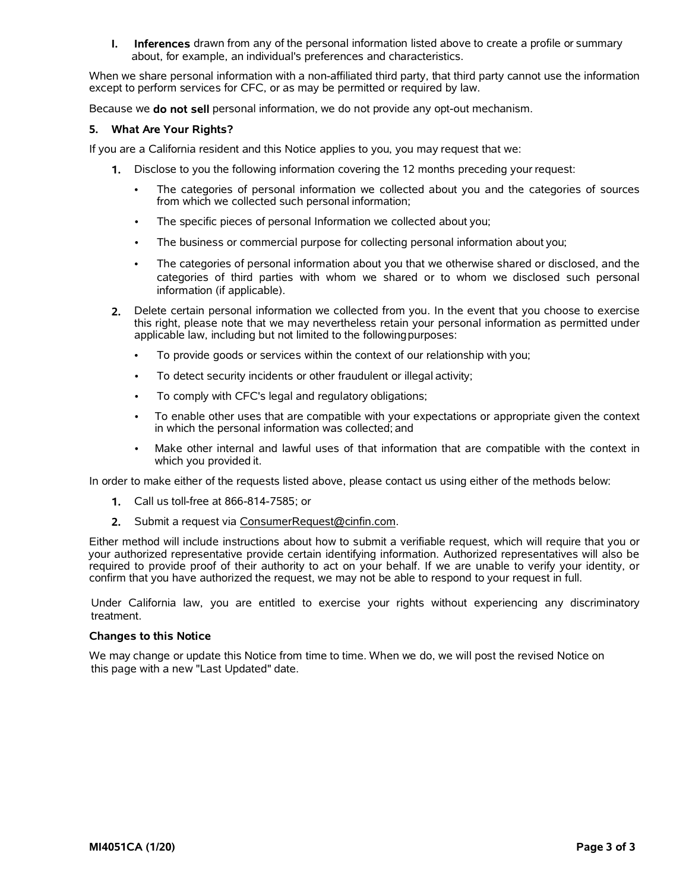I. **Inferences** drawn from any of the personal information listed above to create a profile or summary about, for example, an individual's preferences and characteristics.

When we share personal information with a non-affiliated third party, that third party cannot use the information except to perform services for CFC, or as may be permitted or required by law.

Because we **do not sell** personal information, we do not provide any opt-out mechanism.

### 5. What Are Your Rights?

If you are a California resident and this Notice applies to you, you may request that we:

1. Disclose to you the following information covering the 12 months preceding your request:
   - The categories of personal information we collected about you and the categories of sources from which we collected such personal information;
   - The specific pieces of personal Information we collected about you;
   - The business or commercial purpose for collecting personal information about you;
   - The categories of personal information about you that we otherwise shared or disclosed, and the categories of third parties with whom we shared or to whom we disclosed such personal information (if applicable).
2. Delete certain personal information we collected from you. In the event that you choose to exercise this right, please note that we may nevertheless retain your personal information as permitted under applicable law, including but not limited to the following purposes:
   - To provide goods or services within the context of our relationship with you;
   - To detect security incidents or other fraudulent or illegal activity;
   - To comply with CFC's legal and regulatory obligations;
   - To enable other uses that are compatible with your expectations or appropriate given the context in which the personal information was collected; and
   - Make other internal and lawful uses of that information that are compatible with the context in which you provided it.

In order to make either of the requests listed above, please contact us using either of the methods below:

1. Call us toll-free at 866-814-7585; or
2. Submit a request via ConsumerRequest@cinfin.com.

Either method will include instructions about how to submit a verifiable request, which will require that you or your authorized representative provide certain identifying information. Authorized representatives will also be required to provide proof of their authority to act on your behalf. If we are unable to verify your identity, or confirm that you have authorized the request, we may not be able to respond to your request in full.

Under California law, you are entitled to exercise your rights without experiencing any discriminatory treatment.

### Changes to this Notice

We may change or update this Notice from time to time. When we do, we will post the revised Notice on this page with a new "Last Updated" date.

MI4051CA (1/20)